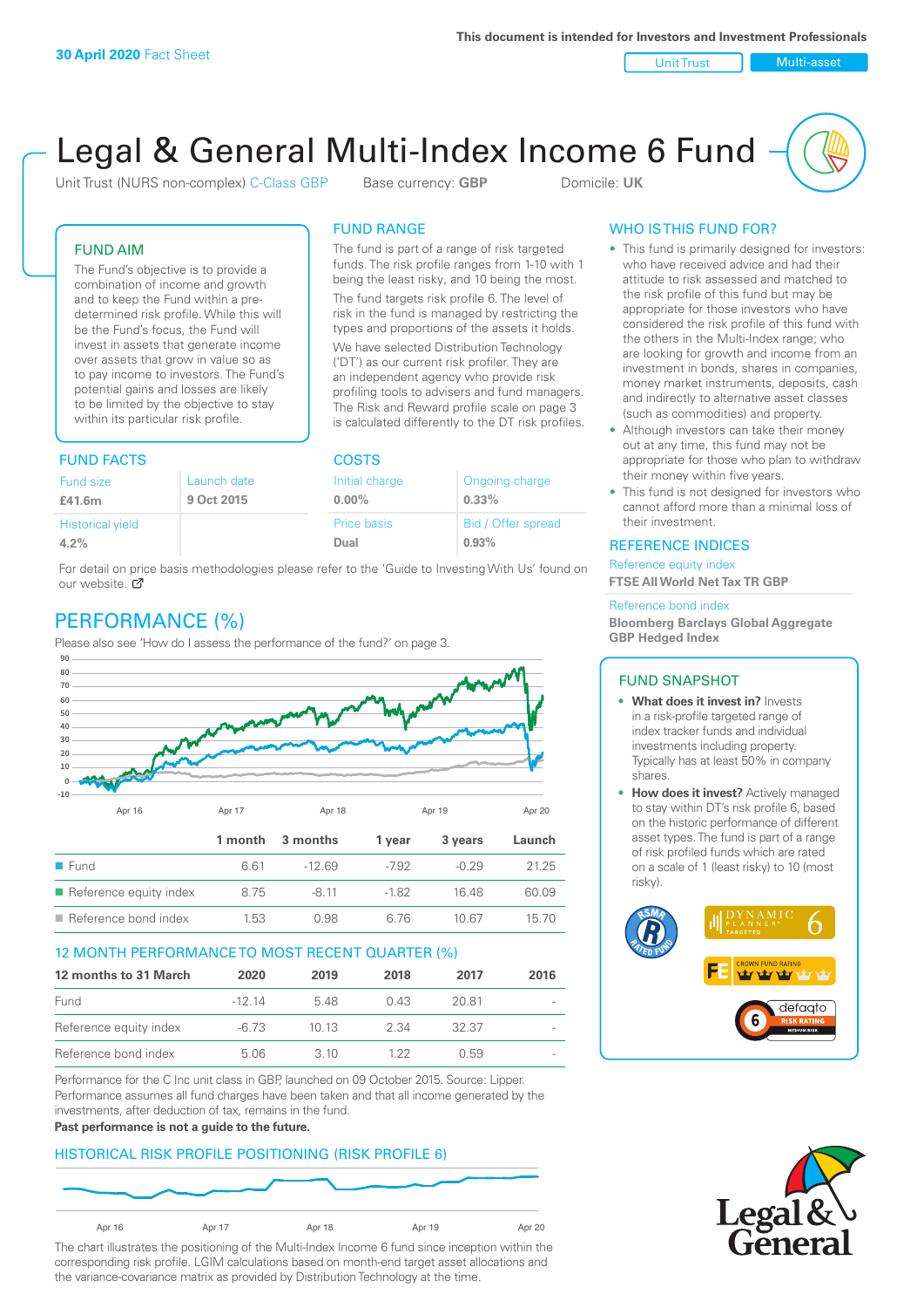**30 April 2020** Fact Sheet

This document is intended for Investors and Investment Professionals

Unit Trust | Multi-asset

# Legal & General Multi-Index Income 6 Fund

Unit Trust (NURS non-complex) C-Class GBP    Base currency: **GBP**    Domicile: **UK**

## FUND AIM

The Fund's objective is to provide a combination of income and growth and to keep the Fund within a pre-determined risk profile. While this will be the Fund's focus, the Fund will invest in assets that generate income over assets that grow in value so as to pay income to investors. The Fund's potential gains and losses are likely to be limited by the objective to stay within its particular risk profile.

## FUND RANGE

The fund is part of a range of risk targeted funds. The risk profile ranges from 1-10 with 1 being the least risky, and 10 being the most.

The fund targets risk profile 6. The level of risk in the fund is managed by restricting the types and proportions of the assets it holds.

We have selected Distribution Technology ('DT') as our current risk profiler. They are an independent agency who provide risk profiling tools to advisers and fund managers. The Risk and Reward profile scale on page 3 is calculated differently to the DT risk profiles.

## FUND FACTS

| Fund size | Launch date |
|---|---|
| **£41.6m** | **9 Oct 2015** |
| Historical yield | |
| **4.2%** | |

## COSTS

| Initial charge | Ongoing charge |
|---|---|
| **0.00%** | **0.33%** |
| Price basis | Bid / Offer spread |
| **Dual** | **0.93%** |

For detail on price basis methodologies please refer to the 'Guide to Investing With Us' found on our website.

## WHO IS THIS FUND FOR?

- This fund is primarily designed for investors: who have received advice and had their attitude to risk assessed and matched to the risk profile of this fund but may be appropriate for those investors who have considered the risk profile of this fund with the others in the Multi-Index range; who are looking for growth and income from an investment in bonds, shares in companies, money market instruments, deposits, cash and indirectly to alternative asset classes (such as commodities) and property.
- Although investors can take their money out at any time, this fund may not be appropriate for those who plan to withdraw their money within five years.
- This fund is not designed for investors who cannot afford more than a minimal loss of their investment.

## REFERENCE INDICES

Reference equity index
**FTSE All World Net Tax TR GBP**

Reference bond index
**Bloomberg Barclays Global Aggregate GBP Hedged Index**

## PERFORMANCE (%)

Please also see 'How do I assess the performance of the fund?' on page 3.

| | 1 month | 3 months | 1 year | 3 years | Launch |
|---|---|---|---|---|---|
| Fund | 6.61 | -12.69 | -7.92 | -0.29 | 21.25 |
| Reference equity index | 8.75 | -8.11 | -1.82 | 16.48 | 60.09 |
| Reference bond index | 1.53 | 0.98 | 6.76 | 10.67 | 15.70 |

## 12 MONTH PERFORMANCE TO MOST RECENT QUARTER (%)

| 12 months to 31 March | 2020 | 2019 | 2018 | 2017 | 2016 |
|---|---|---|---|---|---|
| Fund | -12.14 | 5.48 | 0.43 | 20.81 | - |
| Reference equity index | -6.73 | 10.13 | 2.34 | 32.37 | - |
| Reference bond index | 5.06 | 3.10 | 1.22 | 0.59 | - |

Performance for the C Inc unit class in GBP, launched on 09 October 2015. Source: Lipper. Performance assumes all fund charges have been taken and that all income generated by the investments, after deduction of tax, remains in the fund.

**Past performance is not a guide to the future.**

## FUND SNAPSHOT

- **What does it invest in?** Invests in a risk-profile targeted range of index tracker funds and individual investments including property. Typically has at least 50% in company shares.
- **How does it invest?** Actively managed to stay within DT's risk profile 6, based on the historic performance of different asset types. The fund is part of a range of risk profiled funds which are rated on a scale of 1 (least risky) to 10 (most risky).

## HISTORICAL RISK PROFILE POSITIONING (RISK PROFILE 6)

The chart illustrates the positioning of the Multi-Index Income 6 fund since inception within the corresponding risk profile. LGIM calculations based on month-end target asset allocations and the variance-covariance matrix as provided by Distribution Technology at the time.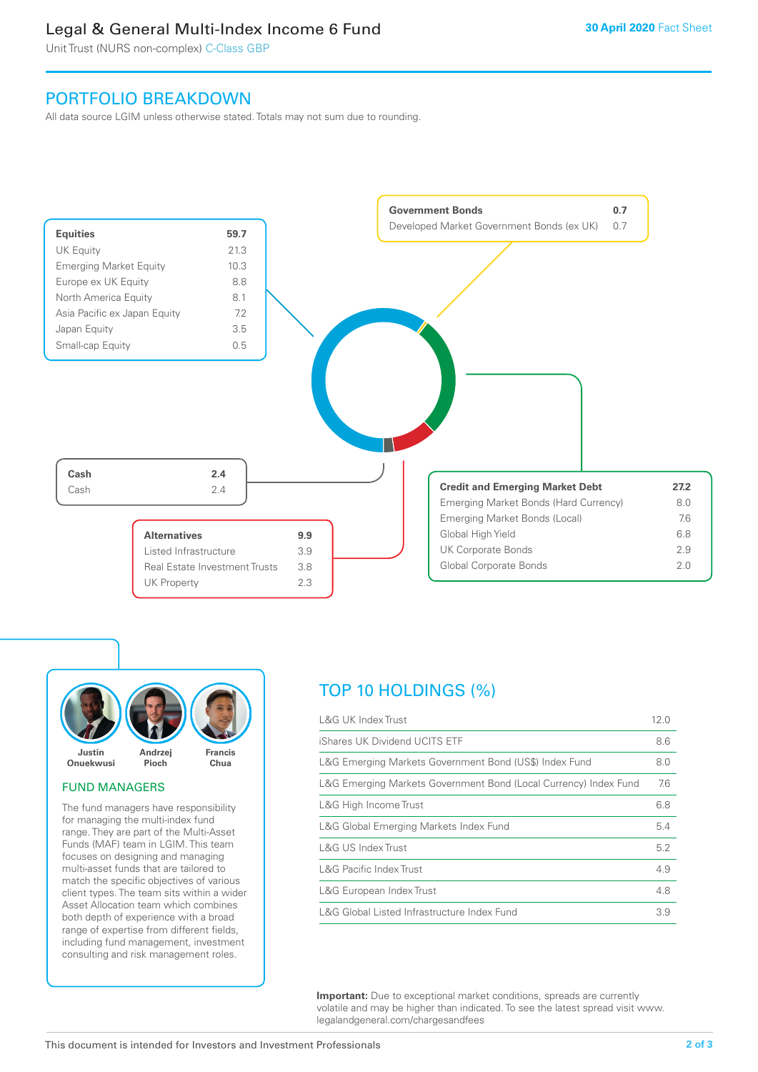## PORTFOLIO BREAKDOWN

All data source LGIM unless otherwise stated. Totals may not sum due to rounding.

| Equities | 59.7 |
|---|---|
| UK Equity | 21.3 |
| Emerging Market Equity | 10.3 |
| Europe ex UK Equity | 8.8 |
| North America Equity | 8.1 |
| Asia Pacific ex Japan Equity | 7.2 |
| Japan Equity | 3.5 |
| Small-cap Equity | 0.5 |

| Government Bonds | 0.7 |
|---|---|
| Developed Market Government Bonds (ex UK) | 0.7 |

| Cash | 2.4 |
|---|---|
| Cash | 2.4 |

| Credit and Emerging Market Debt | 27.2 |
|---|---|
| Emerging Market Bonds (Hard Currency) | 8.0 |
| Emerging Market Bonds (Local) | 7.6 |
| Global High Yield | 6.8 |
| UK Corporate Bonds | 2.9 |
| Global Corporate Bonds | 2.0 |

| Alternatives | 9.9 |
|---|---|
| Listed Infrastructure | 3.9 |
| Real Estate Investment Trusts | 3.8 |
| UK Property | 2.3 |

Justin Onuekwusi, Andrzej Pioch, Francis Chua

### FUND MANAGERS

The fund managers have responsibility for managing the multi-index fund range. They are part of the Multi-Asset Funds (MAF) team in LGIM. This team focuses on designing and managing multi-asset funds that are tailored to match the specific objectives of various client types. The team sits within a wider Asset Allocation team which combines both depth of experience with a broad range of expertise from different fields, including fund management, investment consulting and risk management roles.

## TOP 10 HOLDINGS (%)

| Holding | % |
|---|---|
| L&G UK Index Trust | 12.0 |
| iShares UK Dividend UCITS ETF | 8.6 |
| L&G Emerging Markets Government Bond (US$) Index Fund | 8.0 |
| L&G Emerging Markets Government Bond (Local Currency) Index Fund | 7.6 |
| L&G High Income Trust | 6.8 |
| L&G Global Emerging Markets Index Fund | 5.4 |
| L&G US Index Trust | 5.2 |
| L&G Pacific Index Trust | 4.9 |
| L&G European Index Trust | 4.8 |
| L&G Global Listed Infrastructure Index Fund | 3.9 |

**Important:** Due to exceptional market conditions, spreads are currently volatile and may be higher than indicated. To see the latest spread visit www.legalandgeneral.com/chargesandfees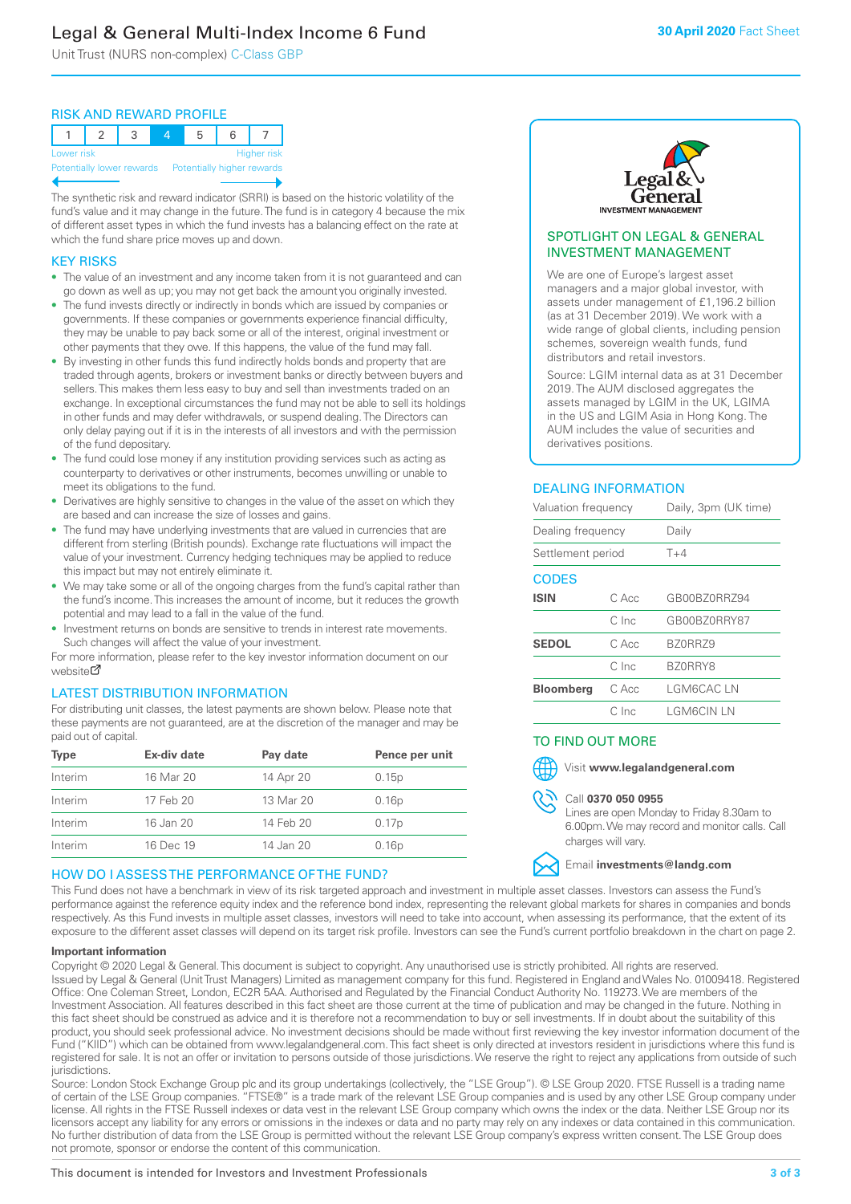# Legal & General Multi-Index Income 6 Fund

Unit Trust (NURS non-complex) C-Class GBP

30 April 2020 Fact Sheet

## RISK AND REWARD PROFILE

| 1 | 2 | 3 | 4 | 5 | 6 | 7 |
|---|---|---|---|---|---|---|

Lower risk — Higher risk

Potentially lower rewards — Potentially higher rewards

The synthetic risk and reward indicator (SRRI) is based on the historic volatility of the fund's value and it may change in the future. The fund is in category 4 because the mix of different asset types in which the fund invests has a balancing effect on the rate at which the fund share price moves up and down.

## KEY RISKS

- The value of an investment and any income taken from it is not guaranteed and can go down as well as up; you may not get back the amount you originally invested.
- The fund invests directly or indirectly in bonds which are issued by companies or governments. If these companies or governments experience financial difficulty, they may be unable to pay back some or all of the interest, original investment or other payments that they owe. If this happens, the value of the fund may fall.
- By investing in other funds this fund indirectly holds bonds and property that are traded through agents, brokers or investment banks or directly between buyers and sellers. This makes them less easy to buy and sell than investments traded on an exchange. In exceptional circumstances the fund may not be able to sell its holdings in other funds and may defer withdrawals, or suspend dealing. The Directors can only delay paying out if it is in the interests of all investors and with the permission of the fund depositary.
- The fund could lose money if any institution providing services such as acting as counterparty to derivatives or other instruments, becomes unwilling or unable to meet its obligations to the fund.
- Derivatives are highly sensitive to changes in the value of the asset on which they are based and can increase the size of losses and gains.
- The fund may have underlying investments that are valued in currencies that are different from sterling (British pounds). Exchange rate fluctuations will impact the value of your investment. Currency hedging techniques may be applied to reduce this impact but may not entirely eliminate it.
- We may take some or all of the ongoing charges from the fund's capital rather than the fund's income. This increases the amount of income, but it reduces the growth potential and may lead to a fall in the value of the fund.
- Investment returns on bonds are sensitive to trends in interest rate movements. Such changes will affect the value of your investment.

For more information, please refer to the key investor information document on our website

## LATEST DISTRIBUTION INFORMATION

For distributing unit classes, the latest payments are shown below. Please note that these payments are not guaranteed, are at the discretion of the manager and may be paid out of capital.

| Type | Ex-div date | Pay date | Pence per unit |
|---|---|---|---|
| Interim | 16 Mar 20 | 14 Apr 20 | 0.15p |
| Interim | 17 Feb 20 | 13 Mar 20 | 0.16p |
| Interim | 16 Jan 20 | 14 Feb 20 | 0.17p |
| Interim | 16 Dec 19 | 14 Jan 20 | 0.16p |

## SPOTLIGHT ON LEGAL & GENERAL INVESTMENT MANAGEMENT

We are one of Europe's largest asset managers and a major global investor, with assets under management of £1,196.2 billion (as at 31 December 2019). We work with a wide range of global clients, including pension schemes, sovereign wealth funds, fund distributors and retail investors.

Source: LGIM internal data as at 31 December 2019. The AUM disclosed aggregates the assets managed by LGIM in the UK, LGIMA in the US and LGIM Asia in Hong Kong. The AUM includes the value of securities and derivatives positions.

## DEALING INFORMATION

| | |
|---|---|
| Valuation frequency | Daily, 3pm (UK time) |
| Dealing frequency | Daily |
| Settlement period | T+4 |

## CODES

| | | |
|---|---|---|
| **ISIN** | C Acc | GB00BZ0RRZ94 |
| | C Inc | GB00BZ0RRY87 |
| **SEDOL** | C Acc | BZ0RRZ9 |
| | C Inc | BZ0RRY8 |
| **Bloomberg** | C Acc | LGM6CAC LN |
| | C Inc | LGM6CIN LN |

## TO FIND OUT MORE

Visit **www.legalandgeneral.com**

Call **0370 050 0955**
Lines are open Monday to Friday 8.30am to 6.00pm. We may record and monitor calls. Call charges will vary.

Email **investments@landg.com**

## HOW DO I ASSESS THE PERFORMANCE OF THE FUND?

This Fund does not have a benchmark in view of its risk targeted approach and investment in multiple asset classes. Investors can assess the Fund's performance against the reference equity index and the reference bond index, representing the relevant global markets for shares in companies and bonds respectively. As this Fund invests in multiple asset classes, investors will need to take into account, when assessing its performance, that the extent of its exposure to the different asset classes will depend on its target risk profile. Investors can see the Fund's current portfolio breakdown in the chart on page 2.

**Important information**

Copyright © 2020 Legal & General. This document is subject to copyright. Any unauthorised use is strictly prohibited. All rights are reserved.
Issued by Legal & General (Unit Trust Managers) Limited as management company for this fund. Registered in England and Wales No. 01009418. Registered Office: One Coleman Street, London, EC2R 5AA. Authorised and Regulated by the Financial Conduct Authority No. 119273. We are members of the Investment Association. All features described in this fact sheet are those current at the time of publication and may be changed in the future. Nothing in this fact sheet should be construed as advice and it is therefore not a recommendation to buy or sell investments. If in doubt about the suitability of this product, you should seek professional advice. No investment decisions should be made without first reviewing the key investor information document of the Fund ("KIID") which can be obtained from www.legalandgeneral.com. This fact sheet is only directed at investors resident in jurisdictions where this fund is registered for sale. It is not an offer or invitation to persons outside of those jurisdictions. We reserve the right to reject any applications from outside of such jurisdictions.
Source: London Stock Exchange Group plc and its group undertakings (collectively, the "LSE Group"). © LSE Group 2020. FTSE Russell is a trading name of certain of the LSE Group companies. "FTSE®" is a trade mark of the relevant LSE Group companies and is used by any other LSE Group company under license. All rights in the FTSE Russell indexes or data vest in the relevant LSE Group company which owns the index or the data. Neither LSE Group nor its licensors accept any liability for any errors or omissions in the indexes or data and no party may rely on any indexes or data contained in this communication. No further distribution of data from the LSE Group is permitted without the relevant LSE Group company's express written consent. The LSE Group does not promote, sponsor or endorse the content of this communication.

This document is intended for Investors and Investment Professionals